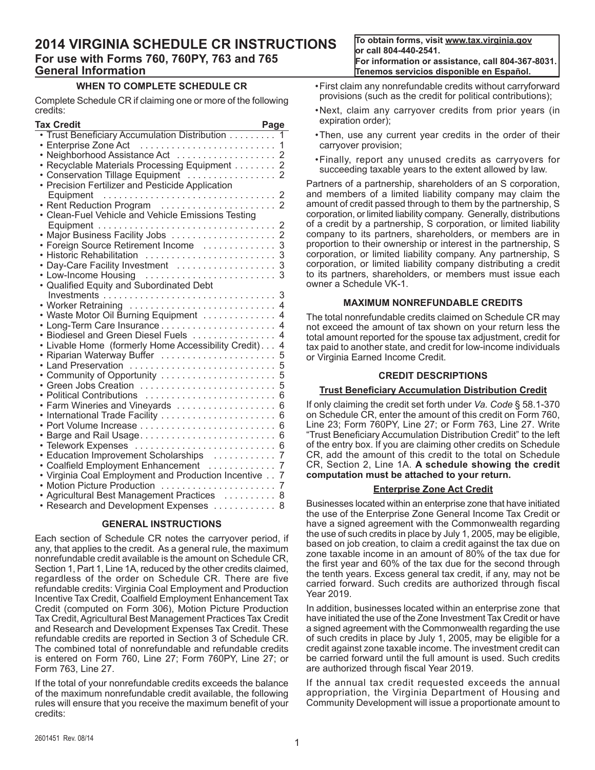# 2014 VIRGINIA SCHEDULE CR INSTRUCTIONS

## For use with Forms 760, 760PY, 763 and 765

## General Information

**To obtain forms, visit www.tax.virginia.gov or call 804-440-2541.**
**For information or assistance, call 804-367-8031.**
**Tenemos servicios disponible en Español.**

### WHEN TO COMPLETE SCHEDULE CR

Complete Schedule CR if claiming one or more of the following credits:

| Tax Credit | Page |
|---|---|
| • Trust Beneficiary Accumulation Distribution | 1 |
| • Enterprise Zone Act | 1 |
| • Neighborhood Assistance Act | 2 |
| • Recyclable Materials Processing Equipment | 2 |
| • Conservation Tillage Equipment | 2 |
| • Precision Fertilizer and Pesticide Application Equipment | 2 |
| • Rent Reduction Program | 2 |
| • Clean-Fuel Vehicle and Vehicle Emissions Testing Equipment | 2 |
| • Major Business Facility Jobs | 2 |
| • Foreign Source Retirement Income | 3 |
| • Historic Rehabilitation | 3 |
| • Day-Care Facility Investment | 3 |
| • Low-Income Housing | 3 |
| • Qualified Equity and Subordinated Debt Investments | 3 |
| • Worker Retraining | 4 |
| • Waste Motor Oil Burning Equipment | 4 |
| • Long-Term Care Insurance | 4 |
| • Biodiesel and Green Diesel Fuels | 4 |
| • Livable Home (formerly Home Accessibility Credit) | 4 |
| • Riparian Waterway Buffer | 5 |
| • Land Preservation | 5 |
| • Community of Opportunity | 5 |
| • Green Jobs Creation | 5 |
| • Political Contributions | 6 |
| • Farm Wineries and Vineyards | 6 |
| • International Trade Facility | 6 |
| • Port Volume Increase | 6 |
| • Barge and Rail Usage | 6 |
| • Telework Expenses | 6 |
| • Education Improvement Scholarships | 7 |
| • Coalfield Employment Enhancement | 7 |
| • Virginia Coal Employment and Production Incentive | 7 |
| • Motion Picture Production | 7 |
| • Agricultural Best Management Practices | 8 |
| • Research and Development Expenses | 8 |

### GENERAL INSTRUCTIONS

Each section of Schedule CR notes the carryover period, if any, that applies to the credit. As a general rule, the maximum nonrefundable credit available is the amount on Schedule CR, Section 1, Part 1, Line 1A, reduced by the other credits claimed, regardless of the order on Schedule CR. There are five refundable credits: Virginia Coal Employment and Production Incentive Tax Credit, Coalfield Employment Enhancement Tax Credit (computed on Form 306), Motion Picture Production Tax Credit, Agricultural Best Management Practices Tax Credit and Research and Development Expenses Tax Credit. These refundable credits are reported in Section 3 of Schedule CR. The combined total of nonrefundable and refundable credits is entered on Form 760, Line 27; Form 760PY, Line 27; or Form 763, Line 27.

If the total of your nonrefundable credits exceeds the balance of the maximum nonrefundable credit available, the following rules will ensure that you receive the maximum benefit of your credits:

- First claim any nonrefundable credits without carryforward provisions (such as the credit for political contributions);
- Next, claim any carryover credits from prior years (in expiration order);
- Then, use any current year credits in the order of their carryover provision;
- Finally, report any unused credits as carryovers for succeeding taxable years to the extent allowed by law.

Partners of a partnership, shareholders of an S corporation, and members of a limited liability company may claim the amount of credit passed through to them by the partnership, S corporation, or limited liability company. Generally, distributions of a credit by a partnership, S corporation, or limited liability company to its partners, shareholders, or members are in proportion to their ownership or interest in the partnership, S corporation, or limited liability company. Any partnership, S corporation, or limited liability company distributing a credit to its partners, shareholders, or members must issue each owner a Schedule VK-1.

### MAXIMUM NONREFUNDABLE CREDITS

The total nonrefundable credits claimed on Schedule CR may not exceed the amount of tax shown on your return less the total amount reported for the spouse tax adjustment, credit for tax paid to another state, and credit for low-income individuals or Virginia Earned Income Credit.

### CREDIT DESCRIPTIONS

#### Trust Beneficiary Accumulation Distribution Credit

If only claiming the credit set forth under *Va. Code* § 58.1-370 on Schedule CR, enter the amount of this credit on Form 760, Line 23; Form 760PY, Line 27; or Form 763, Line 27. Write "Trust Beneficiary Accumulation Distribution Credit" to the left of the entry box. If you are claiming other credits on Schedule CR, add the amount of this credit to the total on Schedule CR, Section 2, Line 1A. **A schedule showing the credit computation must be attached to your return.**

#### Enterprise Zone Act Credit

Businesses located within an enterprise zone that have initiated the use of the Enterprise Zone General Income Tax Credit or have a signed agreement with the Commonwealth regarding the use of such credits in place by July 1, 2005, may be eligible, based on job creation, to claim a credit against the tax due on zone taxable income in an amount of 80% of the tax due for the first year and 60% of the tax due for the second through the tenth years. Excess general tax credit, if any, may not be carried forward. Such credits are authorized through fiscal Year 2019.

In addition, businesses located within an enterprise zone that have initiated the use of the Zone Investment Tax Credit or have a signed agreement with the Commonwealth regarding the use of such credits in place by July 1, 2005, may be eligible for a credit against zone taxable income. The investment credit can be carried forward until the full amount is used. Such credits are authorized through fiscal Year 2019.

If the annual tax credit requested exceeds the annual appropriation, the Virginia Department of Housing and Community Development will issue a proportionate amount to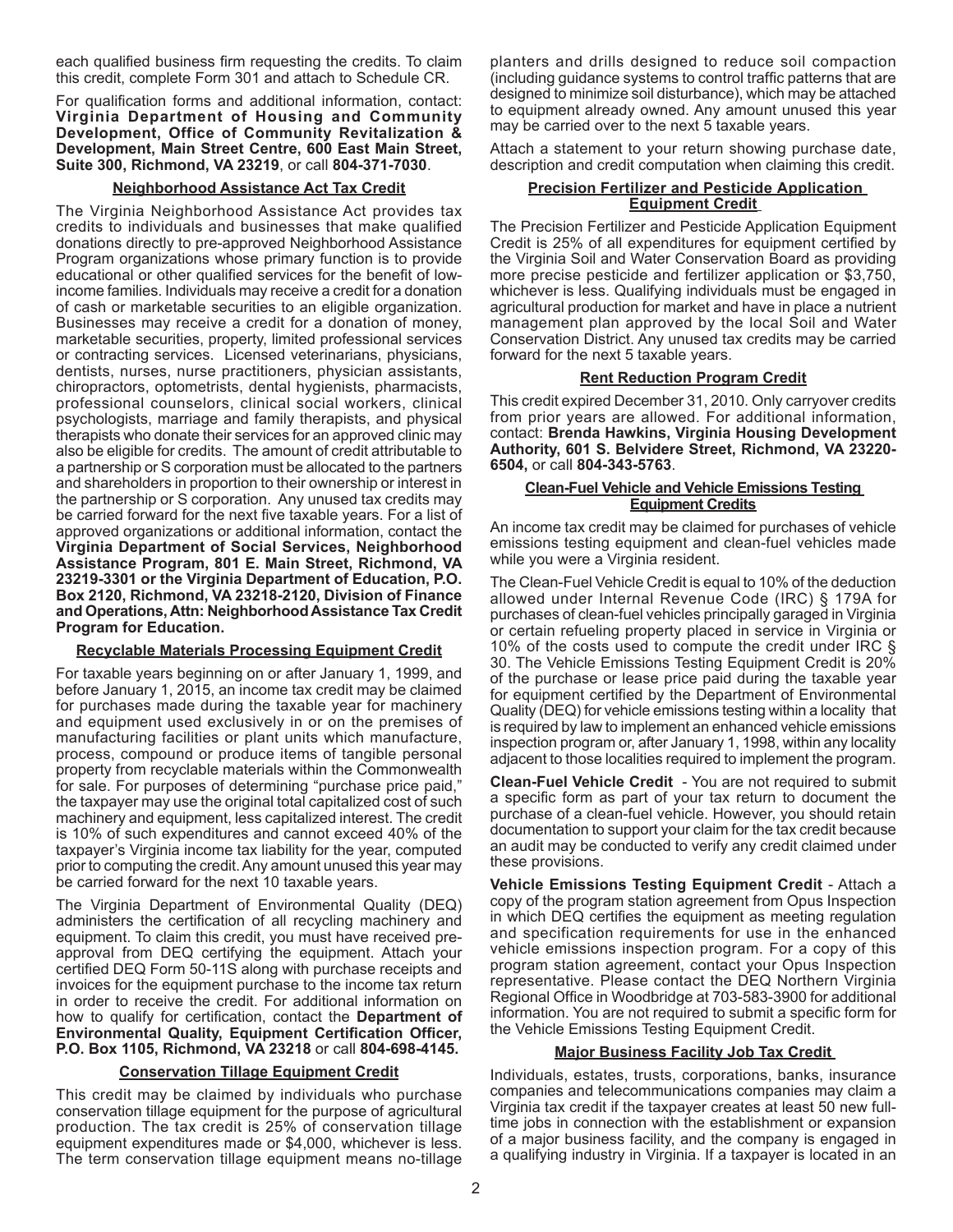each qualified business firm requesting the credits. To claim this credit, complete Form 301 and attach to Schedule CR.

For qualification forms and additional information, contact: **Virginia Department of Housing and Community Development, Office of Community Revitalization & Development, Main Street Centre, 600 East Main Street, Suite 300, Richmond, VA 23219**, or call **804-371-7030**.

### Neighborhood Assistance Act Tax Credit

The Virginia Neighborhood Assistance Act provides tax credits to individuals and businesses that make qualified donations directly to pre-approved Neighborhood Assistance Program organizations whose primary function is to provide educational or other qualified services for the benefit of low-income families. Individuals may receive a credit for a donation of cash or marketable securities to an eligible organization. Businesses may receive a credit for a donation of money, marketable securities, property, limited professional services or contracting services. Licensed veterinarians, physicians, dentists, nurses, nurse practitioners, physician assistants, chiropractors, optometrists, dental hygienists, pharmacists, professional counselors, clinical social workers, clinical psychologists, marriage and family therapists, and physical therapists who donate their services for an approved clinic may also be eligible for credits. The amount of credit attributable to a partnership or S corporation must be allocated to the partners and shareholders in proportion to their ownership or interest in the partnership or S corporation. Any unused tax credits may be carried forward for the next five taxable years. For a list of approved organizations or additional information, contact the **Virginia Department of Social Services, Neighborhood Assistance Program, 801 E. Main Street, Richmond, VA 23219-3301 or the Virginia Department of Education, P.O. Box 2120, Richmond, VA 23218-2120, Division of Finance and Operations, Attn: Neighborhood Assistance Tax Credit Program for Education.**

### Recyclable Materials Processing Equipment Credit

For taxable years beginning on or after January 1, 1999, and before January 1, 2015, an income tax credit may be claimed for purchases made during the taxable year for machinery and equipment used exclusively in or on the premises of manufacturing facilities or plant units which manufacture, process, compound or produce items of tangible personal property from recyclable materials within the Commonwealth for sale. For purposes of determining "purchase price paid," the taxpayer may use the original total capitalized cost of such machinery and equipment, less capitalized interest. The credit is 10% of such expenditures and cannot exceed 40% of the taxpayer's Virginia income tax liability for the year, computed prior to computing the credit. Any amount unused this year may be carried forward for the next 10 taxable years.

The Virginia Department of Environmental Quality (DEQ) administers the certification of all recycling machinery and equipment. To claim this credit, you must have received pre-approval from DEQ certifying the equipment. Attach your certified DEQ Form 50-11S along with purchase receipts and invoices for the equipment purchase to the income tax return in order to receive the credit. For additional information on how to qualify for certification, contact the **Department of Environmental Quality, Equipment Certification Officer, P.O. Box 1105, Richmond, VA 23218** or call **804-698-4145.**

### Conservation Tillage Equipment Credit

This credit may be claimed by individuals who purchase conservation tillage equipment for the purpose of agricultural production. The tax credit is 25% of conservation tillage equipment expenditures made or $4,000, whichever is less. The term conservation tillage equipment means no-tillage planters and drills designed to reduce soil compaction (including guidance systems to control traffic patterns that are designed to minimize soil disturbance), which may be attached to equipment already owned. Any amount unused this year may be carried over to the next 5 taxable years.

Attach a statement to your return showing purchase date, description and credit computation when claiming this credit.

### Precision Fertilizer and Pesticide Application Equipment Credit

The Precision Fertilizer and Pesticide Application Equipment Credit is 25% of all expenditures for equipment certified by the Virginia Soil and Water Conservation Board as providing more precise pesticide and fertilizer application or $3,750, whichever is less. Qualifying individuals must be engaged in agricultural production for market and have in place a nutrient management plan approved by the local Soil and Water Conservation District. Any unused tax credits may be carried forward for the next 5 taxable years.

### Rent Reduction Program Credit

This credit expired December 31, 2010. Only carryover credits from prior years are allowed. For additional information, contact: **Brenda Hawkins, Virginia Housing Development Authority, 601 S. Belvidere Street, Richmond, VA 23220-6504,** or call **804-343-5763**.

### Clean-Fuel Vehicle and Vehicle Emissions Testing Equipment Credits

An income tax credit may be claimed for purchases of vehicle emissions testing equipment and clean-fuel vehicles made while you were a Virginia resident.

The Clean-Fuel Vehicle Credit is equal to 10% of the deduction allowed under Internal Revenue Code (IRC) § 179A for purchases of clean-fuel vehicles principally garaged in Virginia or certain refueling property placed in service in Virginia or 10% of the costs used to compute the credit under IRC § 30. The Vehicle Emissions Testing Equipment Credit is 20% of the purchase or lease price paid during the taxable year for equipment certified by the Department of Environmental Quality (DEQ) for vehicle emissions testing within a locality that is required by law to implement an enhanced vehicle emissions inspection program or, after January 1, 1998, within any locality adjacent to those localities required to implement the program.

**Clean-Fuel Vehicle Credit** - You are not required to submit a specific form as part of your tax return to document the purchase of a clean-fuel vehicle. However, you should retain documentation to support your claim for the tax credit because an audit may be conducted to verify any credit claimed under these provisions.

**Vehicle Emissions Testing Equipment Credit** - Attach a copy of the program station agreement from Opus Inspection in which DEQ certifies the equipment as meeting regulation and specification requirements for use in the enhanced vehicle emissions inspection program. For a copy of this program station agreement, contact your Opus Inspection representative. Please contact the DEQ Northern Virginia Regional Office in Woodbridge at 703-583-3900 for additional information. You are not required to submit a specific form for the Vehicle Emissions Testing Equipment Credit.

### Major Business Facility Job Tax Credit

Individuals, estates, trusts, corporations, banks, insurance companies and telecommunications companies may claim a Virginia tax credit if the taxpayer creates at least 50 new full-time jobs in connection with the establishment or expansion of a major business facility, and the company is engaged in a qualifying industry in Virginia. If a taxpayer is located in an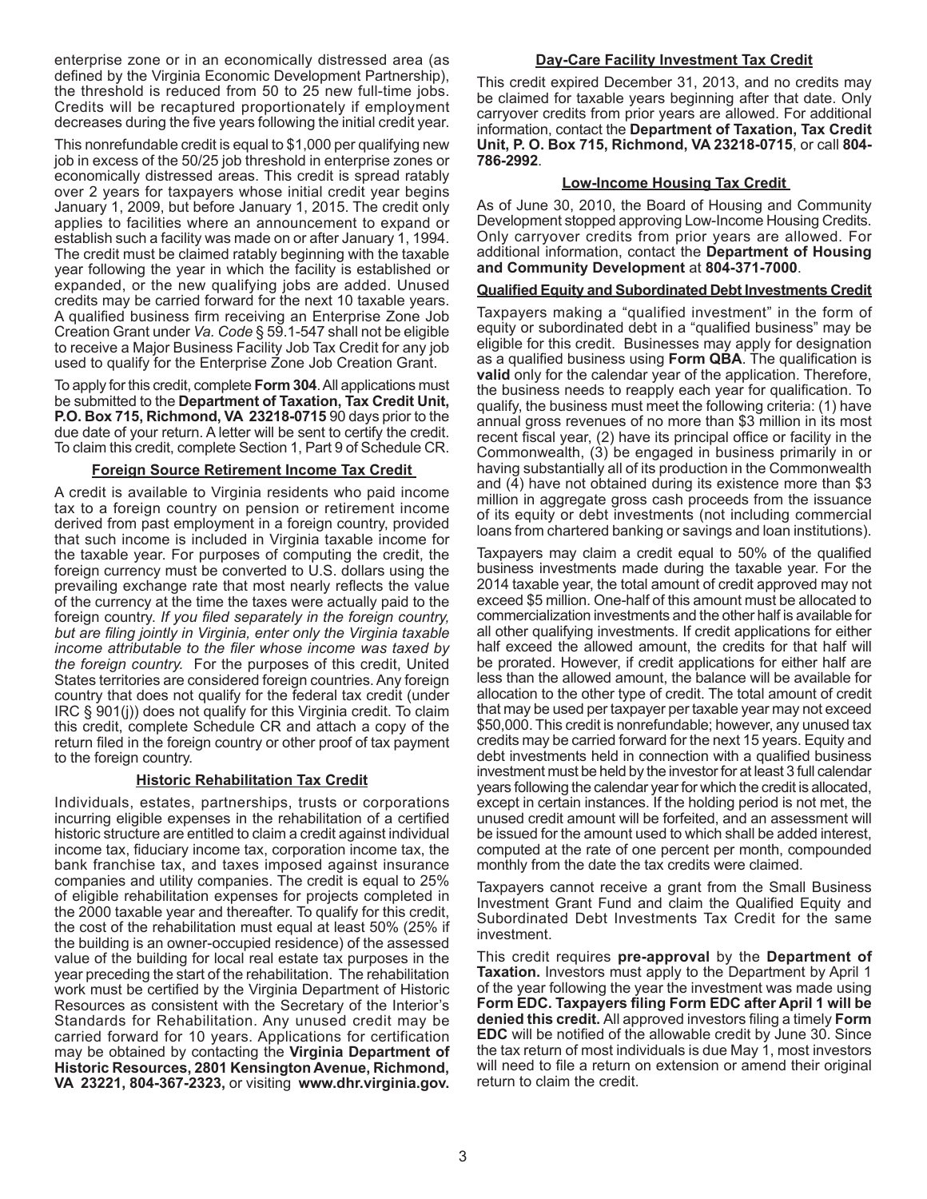enterprise zone or in an economically distressed area (as defined by the Virginia Economic Development Partnership), the threshold is reduced from 50 to 25 new full-time jobs. Credits will be recaptured proportionately if employment decreases during the five years following the initial credit year.

This nonrefundable credit is equal to $1,000 per qualifying new job in excess of the 50/25 job threshold in enterprise zones or economically distressed areas. This credit is spread ratably over 2 years for taxpayers whose initial credit year begins January 1, 2009, but before January 1, 2015. The credit only applies to facilities where an announcement to expand or establish such a facility was made on or after January 1, 1994. The credit must be claimed ratably beginning with the taxable year following the year in which the facility is established or expanded, or the new qualifying jobs are added. Unused credits may be carried forward for the next 10 taxable years. A qualified business firm receiving an Enterprise Zone Job Creation Grant under *Va. Code* § 59.1-547 shall not be eligible to receive a Major Business Facility Job Tax Credit for any job used to qualify for the Enterprise Zone Job Creation Grant.

To apply for this credit, complete **Form 304**. All applications must be submitted to the **Department of Taxation, Tax Credit Unit, P.O. Box 715, Richmond, VA 23218-0715** 90 days prior to the due date of your return. A letter will be sent to certify the credit. To claim this credit, complete Section 1, Part 9 of Schedule CR.

### Foreign Source Retirement Income Tax Credit

A credit is available to Virginia residents who paid income tax to a foreign country on pension or retirement income derived from past employment in a foreign country, provided that such income is included in Virginia taxable income for the taxable year. For purposes of computing the credit, the foreign currency must be converted to U.S. dollars using the prevailing exchange rate that most nearly reflects the value of the currency at the time the taxes were actually paid to the foreign country. *If you filed separately in the foreign country, but are filing jointly in Virginia, enter only the Virginia taxable income attributable to the filer whose income was taxed by the foreign country.* For the purposes of this credit, United States territories are considered foreign countries. Any foreign country that does not qualify for the federal tax credit (under IRC § 901(j)) does not qualify for this Virginia credit. To claim this credit, complete Schedule CR and attach a copy of the return filed in the foreign country or other proof of tax payment to the foreign country.

### Historic Rehabilitation Tax Credit

Individuals, estates, partnerships, trusts or corporations incurring eligible expenses in the rehabilitation of a certified historic structure are entitled to claim a credit against individual income tax, fiduciary income tax, corporation income tax, the bank franchise tax, and taxes imposed against insurance companies and utility companies. The credit is equal to 25% of eligible rehabilitation expenses for projects completed in the 2000 taxable year and thereafter. To qualify for this credit, the cost of the rehabilitation must equal at least 50% (25% if the building is an owner-occupied residence) of the assessed value of the building for local real estate tax purposes in the year preceding the start of the rehabilitation. The rehabilitation work must be certified by the Virginia Department of Historic Resources as consistent with the Secretary of the Interior's Standards for Rehabilitation. Any unused credit may be carried forward for 10 years. Applications for certification may be obtained by contacting the **Virginia Department of Historic Resources, 2801 Kensington Avenue, Richmond, VA 23221, 804-367-2323,** or visiting **www.dhr.virginia.gov.**

### Day-Care Facility Investment Tax Credit

This credit expired December 31, 2013, and no credits may be claimed for taxable years beginning after that date. Only carryover credits from prior years are allowed. For additional information, contact the **Department of Taxation, Tax Credit Unit, P. O. Box 715, Richmond, VA 23218-0715**, or call **804-786-2992**.

### Low-Income Housing Tax Credit

As of June 30, 2010, the Board of Housing and Community Development stopped approving Low-Income Housing Credits. Only carryover credits from prior years are allowed. For additional information, contact the **Department of Housing and Community Development** at **804-371-7000**.

### Qualified Equity and Subordinated Debt Investments Credit

Taxpayers making a "qualified investment" in the form of equity or subordinated debt in a "qualified business" may be eligible for this credit. Businesses may apply for designation as a qualified business using **Form QBA**. The qualification is **valid** only for the calendar year of the application. Therefore, the business needs to reapply each year for qualification. To qualify, the business must meet the following criteria: (1) have annual gross revenues of no more than $3 million in its most recent fiscal year, (2) have its principal office or facility in the Commonwealth, (3) be engaged in business primarily in or having substantially all of its production in the Commonwealth and (4) have not obtained during its existence more than $3 million in aggregate gross cash proceeds from the issuance of its equity or debt investments (not including commercial loans from chartered banking or savings and loan institutions).

Taxpayers may claim a credit equal to 50% of the qualified business investments made during the taxable year. For the 2014 taxable year, the total amount of credit approved may not exceed $5 million. One-half of this amount must be allocated to commercialization investments and the other half is available for all other qualifying investments. If credit applications for either half exceed the allowed amount, the credits for that half will be prorated. However, if credit applications for either half are less than the allowed amount, the balance will be available for allocation to the other type of credit. The total amount of credit that may be used per taxpayer per taxable year may not exceed $50,000. This credit is nonrefundable; however, any unused tax credits may be carried forward for the next 15 years. Equity and debt investments held in connection with a qualified business investment must be held by the investor for at least 3 full calendar years following the calendar year for which the credit is allocated, except in certain instances. If the holding period is not met, the unused credit amount will be forfeited, and an assessment will be issued for the amount used to which shall be added interest, computed at the rate of one percent per month, compounded monthly from the date the tax credits were claimed.

Taxpayers cannot receive a grant from the Small Business Investment Grant Fund and claim the Qualified Equity and Subordinated Debt Investments Tax Credit for the same investment.

This credit requires **pre-approval** by the **Department of Taxation.** Investors must apply to the Department by April 1 of the year following the year the investment was made using **Form EDC. Taxpayers filing Form EDC after April 1 will be denied this credit.** All approved investors filing a timely **Form EDC** will be notified of the allowable credit by June 30. Since the tax return of most individuals is due May 1, most investors will need to file a return on extension or amend their original return to claim the credit.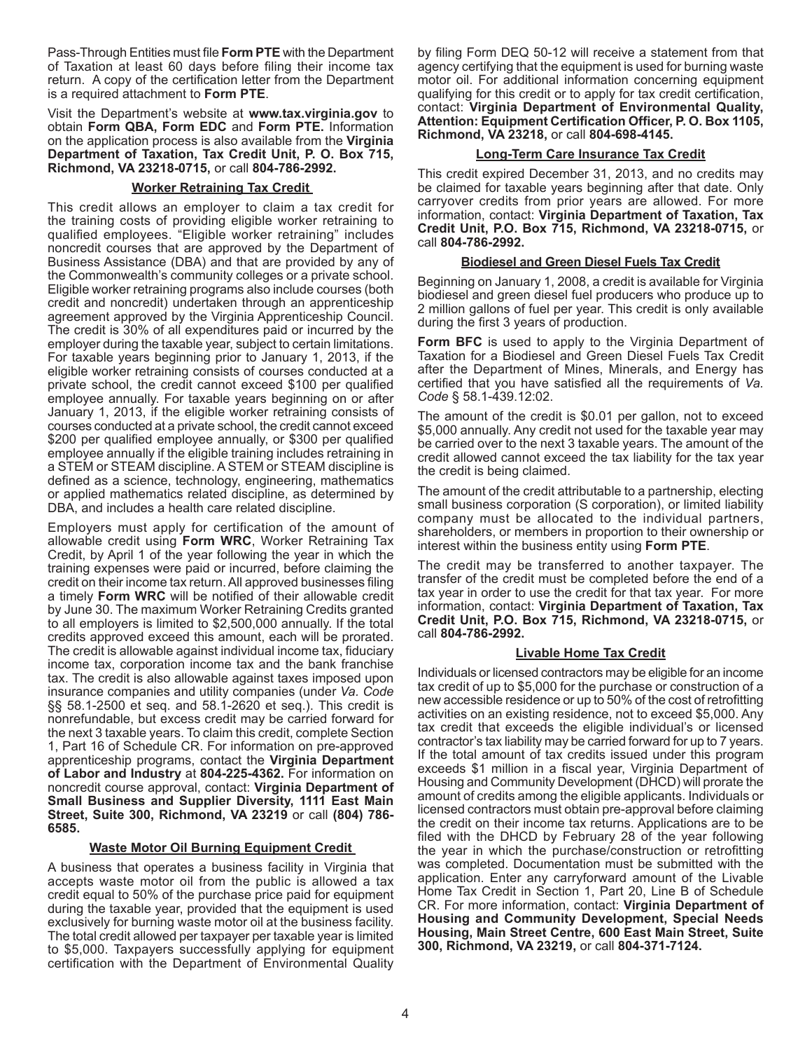Pass-Through Entities must file **Form PTE** with the Department of Taxation at least 60 days before filing their income tax return. A copy of the certification letter from the Department is a required attachment to **Form PTE**.

Visit the Department's website at **www.tax.virginia.gov** to obtain **Form QBA, Form EDC** and **Form PTE.** Information on the application process is also available from the **Virginia Department of Taxation, Tax Credit Unit, P. O. Box 715, Richmond, VA 23218-0715,** or call **804-786-2992.**

### Worker Retraining Tax Credit

This credit allows an employer to claim a tax credit for the training costs of providing eligible worker retraining to qualified employees. "Eligible worker retraining" includes noncredit courses that are approved by the Department of Business Assistance (DBA) and that are provided by any of the Commonwealth's community colleges or a private school. Eligible worker retraining programs also include courses (both credit and noncredit) undertaken through an apprenticeship agreement approved by the Virginia Apprenticeship Council. The credit is 30% of all expenditures paid or incurred by the employer during the taxable year, subject to certain limitations. For taxable years beginning prior to January 1, 2013, if the eligible worker retraining consists of courses conducted at a private school, the credit cannot exceed $100 per qualified employee annually. For taxable years beginning on or after January 1, 2013, if the eligible worker retraining consists of courses conducted at a private school, the credit cannot exceed $200 per qualified employee annually, or $300 per qualified employee annually if the eligible training includes retraining in a STEM or STEAM discipline. A STEM or STEAM discipline is defined as a science, technology, engineering, mathematics or applied mathematics related discipline, as determined by DBA, and includes a health care related discipline.

Employers must apply for certification of the amount of allowable credit using **Form WRC**, Worker Retraining Tax Credit, by April 1 of the year following the year in which the training expenses were paid or incurred, before claiming the credit on their income tax return. All approved businesses filing a timely **Form WRC** will be notified of their allowable credit by June 30. The maximum Worker Retraining Credits granted to all employers is limited to $2,500,000 annually. If the total credits approved exceed this amount, each will be prorated. The credit is allowable against individual income tax, fiduciary income tax, corporation income tax and the bank franchise tax. The credit is also allowable against taxes imposed upon insurance companies and utility companies (under *Va. Code* §§ 58.1-2500 et seq. and 58.1-2620 et seq.). This credit is nonrefundable, but excess credit may be carried forward for the next 3 taxable years. To claim this credit, complete Section 1, Part 16 of Schedule CR. For information on pre-approved apprenticeship programs, contact the **Virginia Department of Labor and Industry** at **804-225-4362.** For information on noncredit course approval, contact: **Virginia Department of Small Business and Supplier Diversity, 1111 East Main Street, Suite 300, Richmond, VA 23219** or call **(804) 786-6585.**

### Waste Motor Oil Burning Equipment Credit

A business that operates a business facility in Virginia that accepts waste motor oil from the public is allowed a tax credit equal to 50% of the purchase price paid for equipment during the taxable year, provided that the equipment is used exclusively for burning waste motor oil at the business facility. The total credit allowed per taxpayer per taxable year is limited to $5,000. Taxpayers successfully applying for equipment certification with the Department of Environmental Quality by filing Form DEQ 50-12 will receive a statement from that agency certifying that the equipment is used for burning waste motor oil. For additional information concerning equipment qualifying for this credit or to apply for tax credit certification, contact: **Virginia Department of Environmental Quality, Attention: Equipment Certification Officer, P. O. Box 1105, Richmond, VA 23218,** or call **804-698-4145.**

### Long-Term Care Insurance Tax Credit

This credit expired December 31, 2013, and no credits may be claimed for taxable years beginning after that date. Only carryover credits from prior years are allowed. For more information, contact: **Virginia Department of Taxation, Tax Credit Unit, P.O. Box 715, Richmond, VA 23218-0715,** or call **804-786-2992.**

### Biodiesel and Green Diesel Fuels Tax Credit

Beginning on January 1, 2008, a credit is available for Virginia biodiesel and green diesel fuel producers who produce up to 2 million gallons of fuel per year. This credit is only available during the first 3 years of production.

**Form BFC** is used to apply to the Virginia Department of Taxation for a Biodiesel and Green Diesel Fuels Tax Credit after the Department of Mines, Minerals, and Energy has certified that you have satisfied all the requirements of *Va. Code* § 58.1-439.12:02.

The amount of the credit is $0.01 per gallon, not to exceed $5,000 annually. Any credit not used for the taxable year may be carried over to the next 3 taxable years. The amount of the credit allowed cannot exceed the tax liability for the tax year the credit is being claimed.

The amount of the credit attributable to a partnership, electing small business corporation (S corporation), or limited liability company must be allocated to the individual partners, shareholders, or members in proportion to their ownership or interest within the business entity using **Form PTE**.

The credit may be transferred to another taxpayer. The transfer of the credit must be completed before the end of a tax year in order to use the credit for that tax year. For more information, contact: **Virginia Department of Taxation, Tax Credit Unit, P.O. Box 715, Richmond, VA 23218-0715,** or call **804-786-2992.**

### Livable Home Tax Credit

Individuals or licensed contractors may be eligible for an income tax credit of up to $5,000 for the purchase or construction of a new accessible residence or up to 50% of the cost of retrofitting activities on an existing residence, not to exceed $5,000. Any tax credit that exceeds the eligible individual's or licensed contractor's tax liability may be carried forward for up to 7 years. If the total amount of tax credits issued under this program exceeds $1 million in a fiscal year, Virginia Department of Housing and Community Development (DHCD) will prorate the amount of credits among the eligible applicants. Individuals or licensed contractors must obtain pre-approval before claiming the credit on their income tax returns. Applications are to be filed with the DHCD by February 28 of the year following the year in which the purchase/construction or retrofitting was completed. Documentation must be submitted with the application. Enter any carryforward amount of the Livable Home Tax Credit in Section 1, Part 20, Line B of Schedule CR. For more information, contact: **Virginia Department of Housing and Community Development, Special Needs Housing, Main Street Centre, 600 East Main Street, Suite 300, Richmond, VA 23219,** or call **804-371-7124.**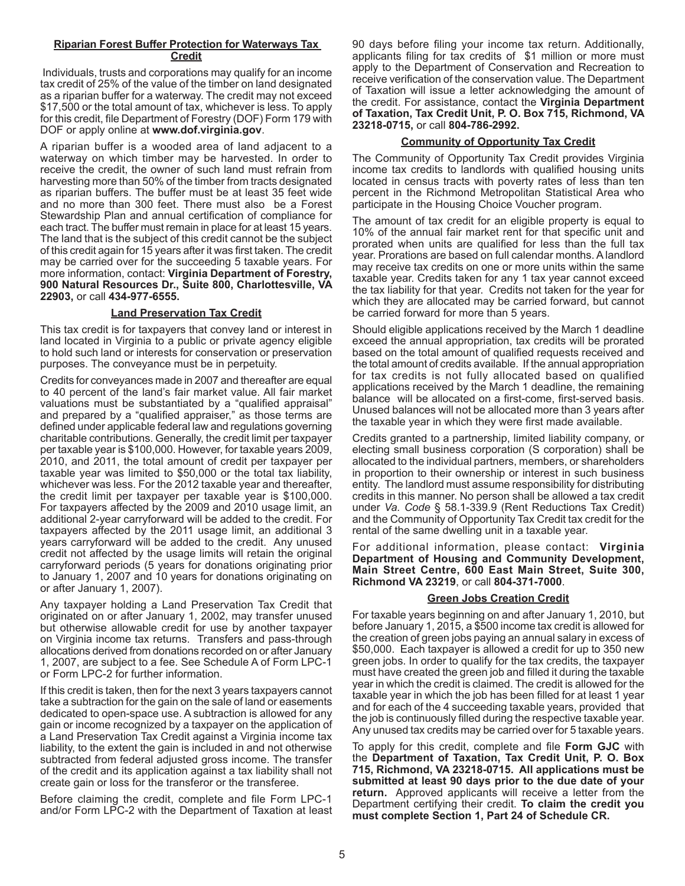### Riparian Forest Buffer Protection for Waterways Tax Credit

Individuals, trusts and corporations may qualify for an income tax credit of 25% of the value of the timber on land designated as a riparian buffer for a waterway. The credit may not exceed $17,500 or the total amount of tax, whichever is less. To apply for this credit, file Department of Forestry (DOF) Form 179 with DOF or apply online at **www.dof.virginia.gov**.

A riparian buffer is a wooded area of land adjacent to a waterway on which timber may be harvested. In order to receive the credit, the owner of such land must refrain from harvesting more than 50% of the timber from tracts designated as riparian buffers. The buffer must be at least 35 feet wide and no more than 300 feet. There must also be a Forest Stewardship Plan and annual certification of compliance for each tract. The buffer must remain in place for at least 15 years. The land that is the subject of this credit cannot be the subject of this credit again for 15 years after it was first taken. The credit may be carried over for the succeeding 5 taxable years. For more information, contact: **Virginia Department of Forestry, 900 Natural Resources Dr., Suite 800, Charlottesville, VA 22903,** or call **434-977-6555.**

### Land Preservation Tax Credit

This tax credit is for taxpayers that convey land or interest in land located in Virginia to a public or private agency eligible to hold such land or interests for conservation or preservation purposes. The conveyance must be in perpetuity.

Credits for conveyances made in 2007 and thereafter are equal to 40 percent of the land's fair market value. All fair market valuations must be substantiated by a "qualified appraisal" and prepared by a "qualified appraiser," as those terms are defined under applicable federal law and regulations governing charitable contributions. Generally, the credit limit per taxpayer per taxable year is $100,000. However, for taxable years 2009, 2010, and 2011, the total amount of credit per taxpayer per taxable year was limited to $50,000 or the total tax liability, whichever was less. For the 2012 taxable year and thereafter, the credit limit per taxpayer per taxable year is $100,000. For taxpayers affected by the 2009 and 2010 usage limit, an additional 2-year carryforward will be added to the credit. For taxpayers affected by the 2011 usage limit, an additional 3 years carryforward will be added to the credit. Any unused credit not affected by the usage limits will retain the original carryforward periods (5 years for donations originating prior to January 1, 2007 and 10 years for donations originating on or after January 1, 2007).

Any taxpayer holding a Land Preservation Tax Credit that originated on or after January 1, 2002, may transfer unused but otherwise allowable credit for use by another taxpayer on Virginia income tax returns. Transfers and pass-through allocations derived from donations recorded on or after January 1, 2007, are subject to a fee. See Schedule A of Form LPC-1 or Form LPC-2 for further information.

If this credit is taken, then for the next 3 years taxpayers cannot take a subtraction for the gain on the sale of land or easements dedicated to open-space use. A subtraction is allowed for any gain or income recognized by a taxpayer on the application of a Land Preservation Tax Credit against a Virginia income tax liability, to the extent the gain is included in and not otherwise subtracted from federal adjusted gross income. The transfer of the credit and its application against a tax liability shall not create gain or loss for the transferor or the transferee.

Before claiming the credit, complete and file Form LPC-1 and/or Form LPC-2 with the Department of Taxation at least 90 days before filing your income tax return. Additionally, applicants filing for tax credits of $1 million or more must apply to the Department of Conservation and Recreation to receive verification of the conservation value. The Department of Taxation will issue a letter acknowledging the amount of the credit. For assistance, contact the **Virginia Department of Taxation, Tax Credit Unit, P. O. Box 715, Richmond, VA 23218-0715,** or call **804-786-2992.**

### Community of Opportunity Tax Credit

The Community of Opportunity Tax Credit provides Virginia income tax credits to landlords with qualified housing units located in census tracts with poverty rates of less than ten percent in the Richmond Metropolitan Statistical Area who participate in the Housing Choice Voucher program.

The amount of tax credit for an eligible property is equal to 10% of the annual fair market rent for that specific unit and prorated when units are qualified for less than the full tax year. Prorations are based on full calendar months. A landlord may receive tax credits on one or more units within the same taxable year. Credits taken for any 1 tax year cannot exceed the tax liability for that year. Credits not taken for the year for which they are allocated may be carried forward, but cannot be carried forward for more than 5 years.

Should eligible applications received by the March 1 deadline exceed the annual appropriation, tax credits will be prorated based on the total amount of qualified requests received and the total amount of credits available. If the annual appropriation for tax credits is not fully allocated based on qualified applications received by the March 1 deadline, the remaining balance will be allocated on a first-come, first-served basis. Unused balances will not be allocated more than 3 years after the taxable year in which they were first made available.

Credits granted to a partnership, limited liability company, or electing small business corporation (S corporation) shall be allocated to the individual partners, members, or shareholders in proportion to their ownership or interest in such business entity. The landlord must assume responsibility for distributing credits in this manner. No person shall be allowed a tax credit under *Va. Code* § 58.1-339.9 (Rent Reductions Tax Credit) and the Community of Opportunity Tax Credit tax credit for the rental of the same dwelling unit in a taxable year.

For additional information, please contact: **Virginia Department of Housing and Community Development, Main Street Centre, 600 East Main Street, Suite 300, Richmond VA 23219**, or call **804-371-7000**.

### Green Jobs Creation Credit

For taxable years beginning on and after January 1, 2010, but before January 1, 2015, a $500 income tax credit is allowed for the creation of green jobs paying an annual salary in excess of $50,000. Each taxpayer is allowed a credit for up to 350 new green jobs. In order to qualify for the tax credits, the taxpayer must have created the green job and filled it during the taxable year in which the credit is claimed. The credit is allowed for the taxable year in which the job has been filled for at least 1 year and for each of the 4 succeeding taxable years, provided that the job is continuously filled during the respective taxable year. Any unused tax credits may be carried over for 5 taxable years.

To apply for this credit, complete and file **Form GJC** with the **Department of Taxation, Tax Credit Unit, P. O. Box 715, Richmond, VA 23218-0715. All applications must be submitted at least 90 days prior to the due date of your return.** Approved applicants will receive a letter from the Department certifying their credit. **To claim the credit you must complete Section 1, Part 24 of Schedule CR.**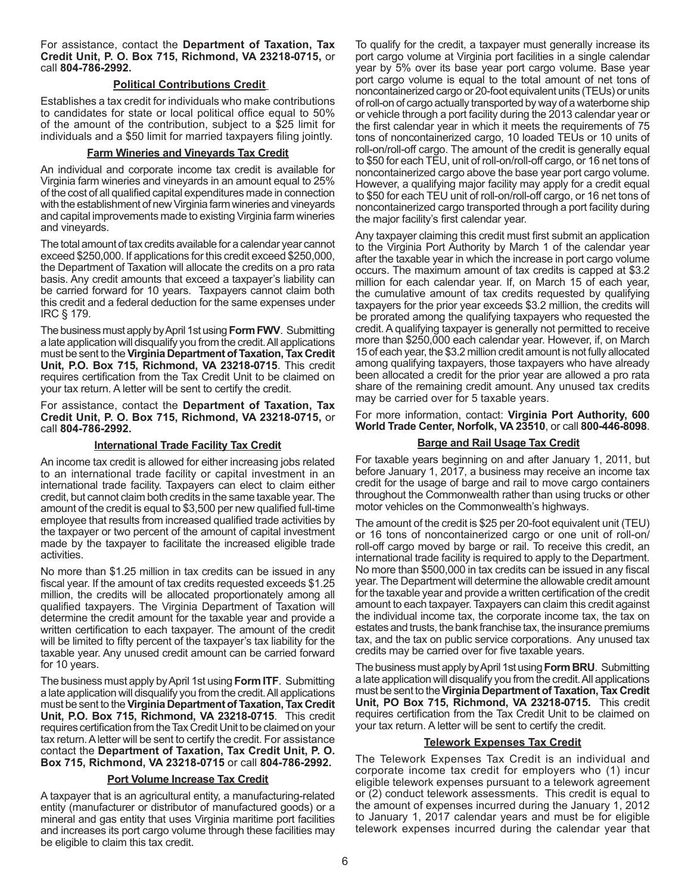For assistance, contact the **Department of Taxation, Tax Credit Unit, P. O. Box 715, Richmond, VA 23218-0715,** or call **804-786-2992.**

### Political Contributions Credit

Establishes a tax credit for individuals who make contributions to candidates for state or local political office equal to 50% of the amount of the contribution, subject to a $25 limit for individuals and a $50 limit for married taxpayers filing jointly.

### Farm Wineries and Vineyards Tax Credit

An individual and corporate income tax credit is available for Virginia farm wineries and vineyards in an amount equal to 25% of the cost of all qualified capital expenditures made in connection with the establishment of new Virginia farm wineries and vineyards and capital improvements made to existing Virginia farm wineries and vineyards.

The total amount of tax credits available for a calendar year cannot exceed $250,000. If applications for this credit exceed $250,000, the Department of Taxation will allocate the credits on a pro rata basis. Any credit amounts that exceed a taxpayer's liability can be carried forward for 10 years. Taxpayers cannot claim both this credit and a federal deduction for the same expenses under IRC § 179.

The business must apply by April 1st using **Form FWV**. Submitting a late application will disqualify you from the credit. All applications must be sent to the **Virginia Department of Taxation, Tax Credit Unit, P.O. Box 715, Richmond, VA 23218-0715**. This credit requires certification from the Tax Credit Unit to be claimed on your tax return. A letter will be sent to certify the credit.

For assistance, contact the **Department of Taxation, Tax Credit Unit, P. O. Box 715, Richmond, VA 23218-0715,** or call **804-786-2992.**

### International Trade Facility Tax Credit

An income tax credit is allowed for either increasing jobs related to an international trade facility or capital investment in an international trade facility. Taxpayers can elect to claim either credit, but cannot claim both credits in the same taxable year. The amount of the credit is equal to $3,500 per new qualified full-time employee that results from increased qualified trade activities by the taxpayer or two percent of the amount of capital investment made by the taxpayer to facilitate the increased eligible trade activities.

No more than $1.25 million in tax credits can be issued in any fiscal year. If the amount of tax credits requested exceeds $1.25 million, the credits will be allocated proportionately among all qualified taxpayers. The Virginia Department of Taxation will determine the credit amount for the taxable year and provide a written certification to each taxpayer. The amount of the credit will be limited to fifty percent of the taxpayer's tax liability for the taxable year. Any unused credit amount can be carried forward for 10 years.

The business must apply by April 1st using **Form ITF**. Submitting a late application will disqualify you from the credit. All applications must be sent to the **Virginia Department of Taxation, Tax Credit Unit, P.O. Box 715, Richmond, VA 23218-0715**. This credit requires certification from the Tax Credit Unit to be claimed on your tax return. A letter will be sent to certify the credit. For assistance contact the **Department of Taxation, Tax Credit Unit, P. O. Box 715, Richmond, VA 23218-0715** or call **804-786-2992.**

### Port Volume Increase Tax Credit

A taxpayer that is an agricultural entity, a manufacturing-related entity (manufacturer or distributor of manufactured goods) or a mineral and gas entity that uses Virginia maritime port facilities and increases its port cargo volume through these facilities may be eligible to claim this tax credit.

To qualify for the credit, a taxpayer must generally increase its port cargo volume at Virginia port facilities in a single calendar year by 5% over its base year port cargo volume. Base year port cargo volume is equal to the total amount of net tons of noncontainerized cargo or 20-foot equivalent units (TEUs) or units of roll-on of cargo actually transported by way of a waterborne ship or vehicle through a port facility during the 2013 calendar year or the first calendar year in which it meets the requirements of 75 tons of noncontainerized cargo, 10 loaded TEUs or 10 units of roll-on/roll-off cargo. The amount of the credit is generally equal to $50 for each TEU, unit of roll-on/roll-off cargo, or 16 net tons of noncontainerized cargo above the base year port cargo volume. However, a qualifying major facility may apply for a credit equal to $50 for each TEU unit of roll-on/roll-off cargo, or 16 net tons of noncontainerized cargo transported through a port facility during the major facility's first calendar year.

Any taxpayer claiming this credit must first submit an application to the Virginia Port Authority by March 1 of the calendar year after the taxable year in which the increase in port cargo volume occurs. The maximum amount of tax credits is capped at $3.2 million for each calendar year. If, on March 15 of each year, the cumulative amount of tax credits requested by qualifying taxpayers for the prior year exceeds $3.2 million, the credits will be prorated among the qualifying taxpayers who requested the credit. A qualifying taxpayer is generally not permitted to receive more than $250,000 each calendar year. However, if, on March 15 of each year, the $3.2 million credit amount is not fully allocated among qualifying taxpayers, those taxpayers who have already been allocated a credit for the prior year are allowed a pro rata share of the remaining credit amount. Any unused tax credits may be carried over for 5 taxable years.

For more information, contact: **Virginia Port Authority, 600 World Trade Center, Norfolk, VA 23510**, or call **800-446-8098**.

### Barge and Rail Usage Tax Credit

For taxable years beginning on and after January 1, 2011, but before January 1, 2017, a business may receive an income tax credit for the usage of barge and rail to move cargo containers throughout the Commonwealth rather than using trucks or other motor vehicles on the Commonwealth's highways.

The amount of the credit is $25 per 20-foot equivalent unit (TEU) or 16 tons of noncontainerized cargo or one unit of roll-on/roll-off cargo moved by barge or rail. To receive this credit, an international trade facility is required to apply to the Department. No more than $500,000 in tax credits can be issued in any fiscal year. The Department will determine the allowable credit amount for the taxable year and provide a written certification of the credit amount to each taxpayer. Taxpayers can claim this credit against the individual income tax, the corporate income tax, the tax on estates and trusts, the bank franchise tax, the insurance premiums tax, and the tax on public service corporations. Any unused tax credits may be carried over for five taxable years.

The business must apply by April 1st using **Form BRU**. Submitting a late application will disqualify you from the credit. All applications must be sent to the **Virginia Department of Taxation, Tax Credit Unit, PO Box 715, Richmond, VA 23218-0715.** This credit requires certification from the Tax Credit Unit to be claimed on your tax return. A letter will be sent to certify the credit.

### Telework Expenses Tax Credit

The Telework Expenses Tax Credit is an individual and corporate income tax credit for employers who (1) incur eligible telework expenses pursuant to a telework agreement or (2) conduct telework assessments. This credit is equal to the amount of expenses incurred during the January 1, 2012 to January 1, 2017 calendar years and must be for eligible telework expenses incurred during the calendar year that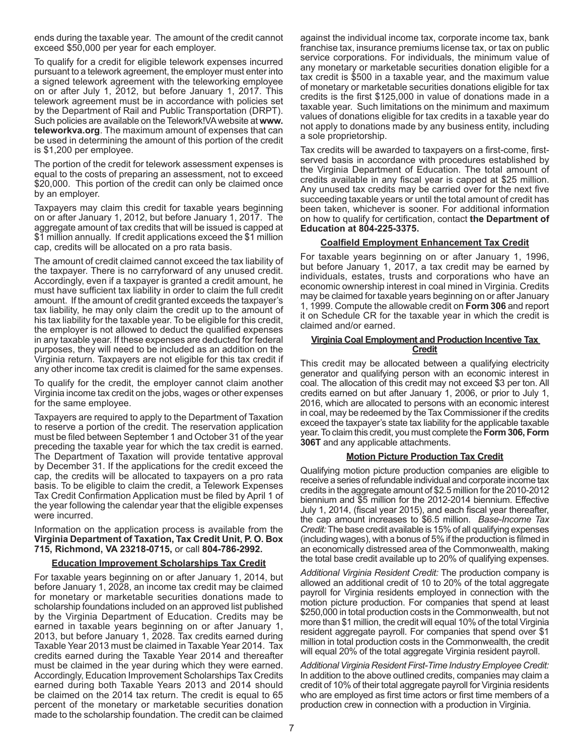ends during the taxable year. The amount of the credit cannot exceed $50,000 per year for each employer.

To qualify for a credit for eligible telework expenses incurred pursuant to a telework agreement, the employer must enter into a signed telework agreement with the teleworking employee on or after July 1, 2012, but before January 1, 2017. This telework agreement must be in accordance with policies set by the Department of Rail and Public Transportation (DRPT). Such policies are available on the Telework!VA website at **www.teleworkva.org**. The maximum amount of expenses that can be used in determining the amount of this portion of the credit is $1,200 per employee.

The portion of the credit for telework assessment expenses is equal to the costs of preparing an assessment, not to exceed $20,000. This portion of the credit can only be claimed once by an employer.

Taxpayers may claim this credit for taxable years beginning on or after January 1, 2012, but before January 1, 2017. The aggregate amount of tax credits that will be issued is capped at $1 million annually. If credit applications exceed the $1 million cap, credits will be allocated on a pro rata basis.

The amount of credit claimed cannot exceed the tax liability of the taxpayer. There is no carryforward of any unused credit. Accordingly, even if a taxpayer is granted a credit amount, he must have sufficient tax liability in order to claim the full credit amount. If the amount of credit granted exceeds the taxpayer's tax liability, he may only claim the credit up to the amount of his tax liability for the taxable year. To be eligible for this credit, the employer is not allowed to deduct the qualified expenses in any taxable year. If these expenses are deducted for federal purposes, they will need to be included as an addition on the Virginia return. Taxpayers are not eligible for this tax credit if any other income tax credit is claimed for the same expenses.

To qualify for the credit, the employer cannot claim another Virginia income tax credit on the jobs, wages or other expenses for the same employee.

Taxpayers are required to apply to the Department of Taxation to reserve a portion of the credit. The reservation application must be filed between September 1 and October 31 of the year preceding the taxable year for which the tax credit is earned. The Department of Taxation will provide tentative approval by December 31. If the applications for the credit exceed the cap, the credits will be allocated to taxpayers on a pro rata basis. To be eligible to claim the credit, a Telework Expenses Tax Credit Confirmation Application must be filed by April 1 of the year following the calendar year that the eligible expenses were incurred.

Information on the application process is available from the **Virginia Department of Taxation, Tax Credit Unit, P. O. Box 715, Richmond, VA 23218-0715,** or call **804-786-2992.**

### Education Improvement Scholarships Tax Credit

For taxable years beginning on or after January 1, 2014, but before January 1, 2028, an income tax credit may be claimed for monetary or marketable securities donations made to scholarship foundations included on an approved list published by the Virginia Department of Education. Credits may be earned in taxable years beginning on or after January 1, 2013, but before January 1, 2028. Tax credits earned during Taxable Year 2013 must be claimed in Taxable Year 2014. Tax credits earned during the Taxable Year 2014 and thereafter must be claimed in the year during which they were earned. Accordingly, Education Improvement Scholarships Tax Credits earned during both Taxable Years 2013 and 2014 should be claimed on the 2014 tax return. The credit is equal to 65 percent of the monetary or marketable securities donation made to the scholarship foundation. The credit can be claimed against the individual income tax, corporate income tax, bank franchise tax, insurance premiums license tax, or tax on public service corporations. For individuals, the minimum value of any monetary or marketable securities donation eligible for a tax credit is $500 in a taxable year, and the maximum value of monetary or marketable securities donations eligible for tax credits is the first $125,000 in value of donations made in a taxable year. Such limitations on the minimum and maximum values of donations eligible for tax credits in a taxable year do not apply to donations made by any business entity, including a sole proprietorship.

Tax credits will be awarded to taxpayers on a first-come, first-served basis in accordance with procedures established by the Virginia Department of Education. The total amount of credits available in any fiscal year is capped at $25 million. Any unused tax credits may be carried over for the next five succeeding taxable years or until the total amount of credit has been taken, whichever is sooner. For additional information on how to qualify for certification, contact **the Department of Education at 804-225-3375.**

### Coalfield Employment Enhancement Tax Credit

For taxable years beginning on or after January 1, 1996, but before January 1, 2017, a tax credit may be earned by individuals, estates, trusts and corporations who have an economic ownership interest in coal mined in Virginia. Credits may be claimed for taxable years beginning on or after January 1, 1999. Compute the allowable credit on **Form 306** and report it on Schedule CR for the taxable year in which the credit is claimed and/or earned.

### Virginia Coal Employment and Production Incentive Tax Credit

This credit may be allocated between a qualifying electricity generator and qualifying person with an economic interest in coal. The allocation of this credit may not exceed $3 per ton. All credits earned on but after January 1, 2006, or prior to July 1, 2016, which are allocated to persons with an economic interest in coal, may be redeemed by the Tax Commissioner if the credits exceed the taxpayer's state tax liability for the applicable taxable year. To claim this credit, you must complete the **Form 306, Form 306T** and any applicable attachments.

### Motion Picture Production Tax Credit

Qualifying motion picture production companies are eligible to receive a series of refundable individual and corporate income tax credits in the aggregate amount of $2.5 million for the 2010-2012 biennium and $5 million for the 2012-2014 biennium. Effective July 1, 2014, (fiscal year 2015), and each fiscal year thereafter, the cap amount increases to $6.5 million. *Base-Income Tax Credit:* The base credit available is 15% of all qualifying expenses (including wages), with a bonus of 5% if the production is filmed in an economically distressed area of the Commonwealth, making the total base credit available up to 20% of qualifying expenses.

*Additional Virginia Resident Credit:* The production company is allowed an additional credit of 10 to 20% of the total aggregate payroll for Virginia residents employed in connection with the motion picture production. For companies that spend at least $250,000 in total production costs in the Commonwealth, but not more than $1 million, the credit will equal 10% of the total Virginia resident aggregate payroll. For companies that spend over $1 million in total production costs in the Commonwealth, the credit will equal 20% of the total aggregate Virginia resident payroll.

*Additional Virginia Resident First-Time Industry Employee Credit:* In addition to the above outlined credits, companies may claim a credit of 10% of their total aggregate payroll for Virginia residents who are employed as first time actors or first time members of a production crew in connection with a production in Virginia.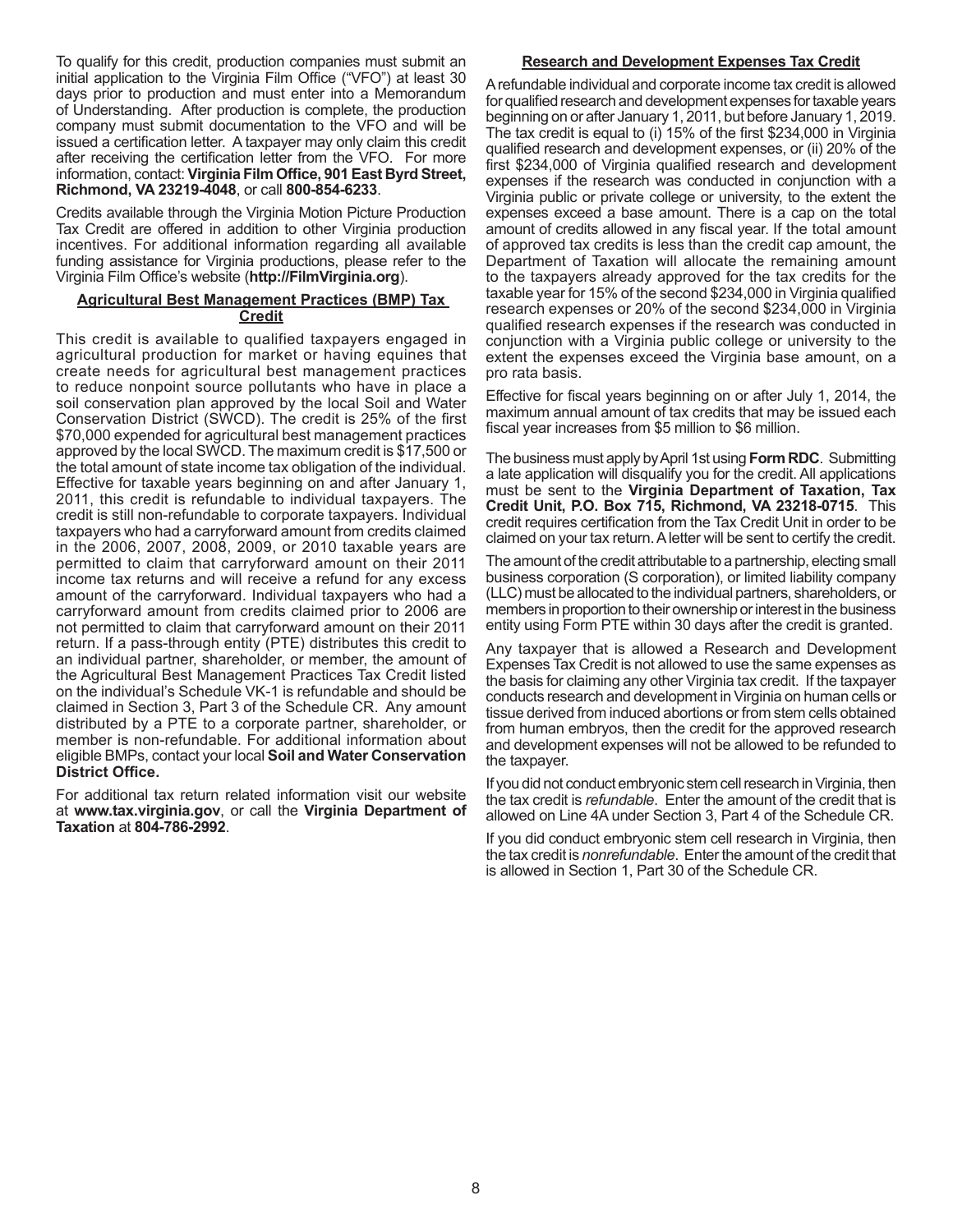To qualify for this credit, production companies must submit an initial application to the Virginia Film Office ("VFO") at least 30 days prior to production and must enter into a Memorandum of Understanding. After production is complete, the production company must submit documentation to the VFO and will be issued a certification letter. A taxpayer may only claim this credit after receiving the certification letter from the VFO. For more information, contact: **Virginia Film Office, 901 East Byrd Street, Richmond, VA 23219-4048**, or call **800-854-6233**.

Credits available through the Virginia Motion Picture Production Tax Credit are offered in addition to other Virginia production incentives. For additional information regarding all available funding assistance for Virginia productions, please refer to the Virginia Film Office's website (**http://FilmVirginia.org**).

### Agricultural Best Management Practices (BMP) Tax Credit

This credit is available to qualified taxpayers engaged in agricultural production for market or having equines that create needs for agricultural best management practices to reduce nonpoint source pollutants who have in place a soil conservation plan approved by the local Soil and Water Conservation District (SWCD). The credit is 25% of the first $70,000 expended for agricultural best management practices approved by the local SWCD. The maximum credit is $17,500 or the total amount of state income tax obligation of the individual. Effective for taxable years beginning on and after January 1, 2011, this credit is refundable to individual taxpayers. The credit is still non-refundable to corporate taxpayers. Individual taxpayers who had a carryforward amount from credits claimed in the 2006, 2007, 2008, 2009, or 2010 taxable years are permitted to claim that carryforward amount on their 2011 income tax returns and will receive a refund for any excess amount of the carryforward. Individual taxpayers who had a carryforward amount from credits claimed prior to 2006 are not permitted to claim that carryforward amount on their 2011 return. If a pass-through entity (PTE) distributes this credit to an individual partner, shareholder, or member, the amount of the Agricultural Best Management Practices Tax Credit listed on the individual's Schedule VK-1 is refundable and should be claimed in Section 3, Part 3 of the Schedule CR. Any amount distributed by a PTE to a corporate partner, shareholder, or member is non-refundable. For additional information about eligible BMPs, contact your local **Soil and Water Conservation District Office.**

For additional tax return related information visit our website at **www.tax.virginia.gov**, or call the **Virginia Department of Taxation** at **804-786-2992**.

### Research and Development Expenses Tax Credit

A refundable individual and corporate income tax credit is allowed for qualified research and development expenses for taxable years beginning on or after January 1, 2011, but before January 1, 2019. The tax credit is equal to (i) 15% of the first $234,000 in Virginia qualified research and development expenses, or (ii) 20% of the first $234,000 of Virginia qualified research and development expenses if the research was conducted in conjunction with a Virginia public or private college or university, to the extent the expenses exceed a base amount. There is a cap on the total amount of credits allowed in any fiscal year. If the total amount of approved tax credits is less than the credit cap amount, the Department of Taxation will allocate the remaining amount to the taxpayers already approved for the tax credits for the taxable year for 15% of the second $234,000 in Virginia qualified research expenses or 20% of the second $234,000 in Virginia qualified research expenses if the research was conducted in conjunction with a Virginia public college or university to the extent the expenses exceed the Virginia base amount, on a pro rata basis.

Effective for fiscal years beginning on or after July 1, 2014, the maximum annual amount of tax credits that may be issued each fiscal year increases from $5 million to $6 million.

The business must apply by April 1st using **Form RDC**. Submitting a late application will disqualify you for the credit. All applications must be sent to the **Virginia Department of Taxation, Tax Credit Unit, P.O. Box 715, Richmond, VA 23218-0715**. This credit requires certification from the Tax Credit Unit in order to be claimed on your tax return. A letter will be sent to certify the credit.

The amount of the credit attributable to a partnership, electing small business corporation (S corporation), or limited liability company (LLC) must be allocated to the individual partners, shareholders, or members in proportion to their ownership or interest in the business entity using Form PTE within 30 days after the credit is granted.

Any taxpayer that is allowed a Research and Development Expenses Tax Credit is not allowed to use the same expenses as the basis for claiming any other Virginia tax credit. If the taxpayer conducts research and development in Virginia on human cells or tissue derived from induced abortions or from stem cells obtained from human embryos, then the credit for the approved research and development expenses will not be allowed to be refunded to the taxpayer.

If you did not conduct embryonic stem cell research in Virginia, then the tax credit is *refundable*. Enter the amount of the credit that is allowed on Line 4A under Section 3, Part 4 of the Schedule CR.

If you did conduct embryonic stem cell research in Virginia, then the tax credit is *nonrefundable*. Enter the amount of the credit that is allowed in Section 1, Part 30 of the Schedule CR.